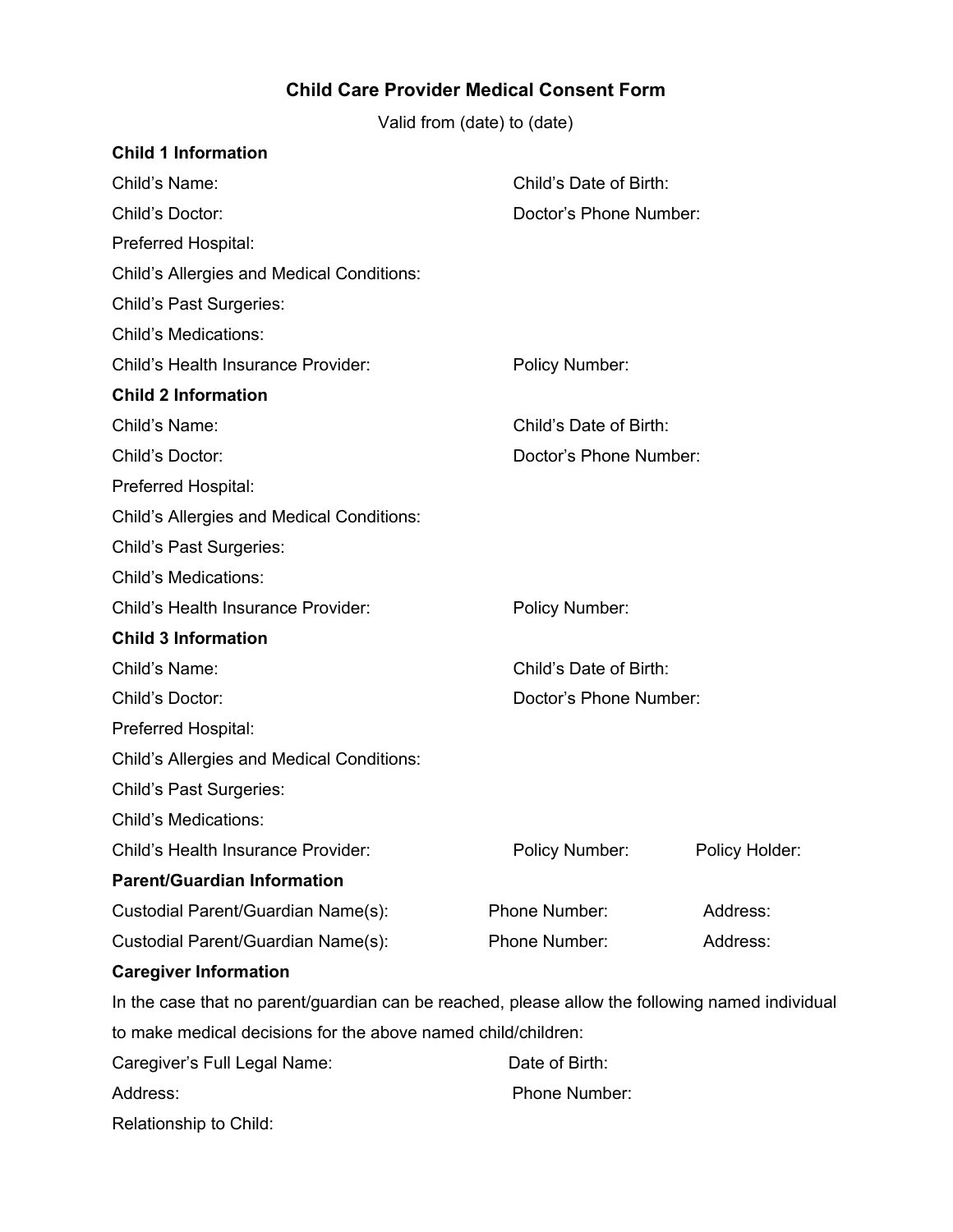# Child Care Provider Medical Consent Form

Valid from (date) to (date)

**Child 1 Information**

Child's Name: Child's Date of Birth:

Child's Doctor: Doctor's Phone Number:

Preferred Hospital:

Child's Allergies and Medical Conditions:

Child's Past Surgeries:

Child's Medications:

Child's Health Insurance Provider: Policy Number:

**Child 2 Information**

Child's Name: Child's Date of Birth:

Child's Doctor: Doctor's Phone Number:

Preferred Hospital:

Child's Allergies and Medical Conditions:

Child's Past Surgeries:

Child's Medications:

Child's Health Insurance Provider: Policy Number:

**Child 3 Information**

Child's Name: Child's Date of Birth:

Child's Doctor: Doctor's Phone Number:

Preferred Hospital:

Child's Allergies and Medical Conditions:

Child's Past Surgeries:

Child's Medications:

Child's Health Insurance Provider: Policy Number: Policy Holder:

**Parent/Guardian Information**

Custodial Parent/Guardian Name(s): Phone Number: Address:

Custodial Parent/Guardian Name(s): Phone Number: Address:

**Caregiver Information**

In the case that no parent/guardian can be reached, please allow the following named individual to make medical decisions for the above named child/children:

Caregiver's Full Legal Name: Date of Birth:

Address: Phone Number:

Relationship to Child: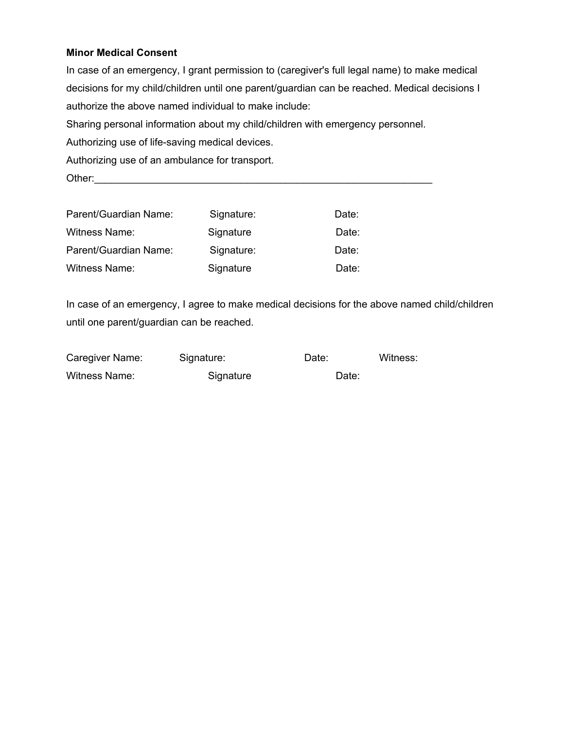**Minor Medical Consent**

In case of an emergency, I grant permission to (caregiver's full legal name) to make medical decisions for my child/children until one parent/guardian can be reached. Medical decisions I authorize the above named individual to make include:

Sharing personal information about my child/children with emergency personnel.

Authorizing use of life-saving medical devices.

Authorizing use of an ambulance for transport.

Other:_______________________________________________________________

| | | |
|---|---|---|
| Parent/Guardian Name: | Signature: | Date: |
| Witness Name: | Signature | Date: |
| Parent/Guardian Name: | Signature: | Date: |
| Witness Name: | Signature | Date: |

In case of an emergency, I agree to make medical decisions for the above named child/children until one parent/guardian can be reached.

| | | | |
|---|---|---|---|
| Caregiver Name: | Signature: | Date: | Witness: |
| Witness Name: | Signature | Date: | |